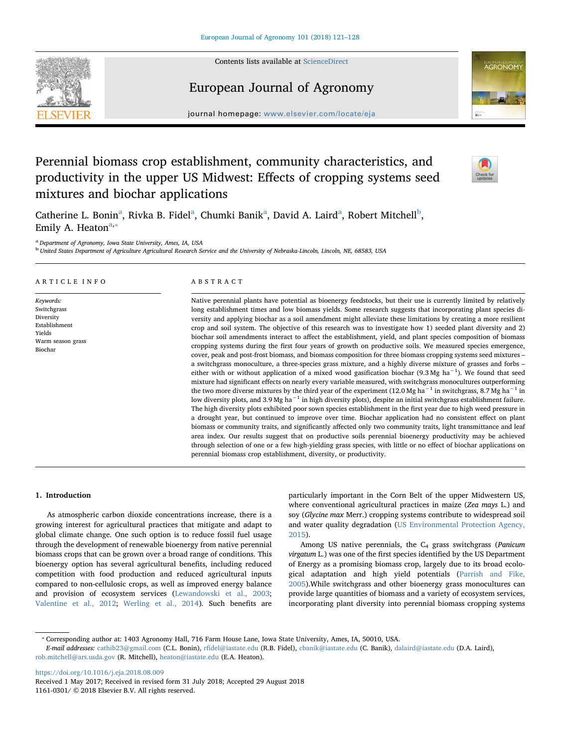# Perennial biomass crop establishment, community characteristics, and productivity in the upper US Midwest: Effects of cropping systems seed mixtures and biochar applications

Catherine L. Bonin[a], Rivka B. Fidel[a], Chumki Banik[a], David A. Laird[a], Robert Mitchell[b], Emily A. Heaton[a,*]

[a] Department of Agronomy, Iowa State University, Ames, IA, USA

[b] United States Department of Agriculture Agricultural Research Service and the University of Nebraska-Lincoln, Lincoln, NE, 68583, USA

## ARTICLE INFO

*Keywords:*
Switchgrass
Diversity
Establishment
Yields
Warm season grass
Biochar

## ABSTRACT

Native perennial plants have potential as bioenergy feedstocks, but their use is currently limited by relatively long establishment times and low biomass yields. Some research suggests that incorporating plant species diversity and applying biochar as a soil amendment might alleviate these limitations by creating a more resilient crop and soil system. The objective of this research was to investigate how 1) seeded plant diversity and 2) biochar soil amendments interact to affect the establishment, yield, and plant species composition of biomass cropping systems during the first four years of growth on productive soils. We measured species emergence, cover, peak and post-frost biomass, and biomass composition for three biomass cropping systems seed mixtures – a switchgrass monoculture, a three-species grass mixture, and a highly diverse mixture of grasses and forbs – either with or without application of a mixed wood gasification biochar (9.3 Mg ha$^{-1}$). We found that seed mixture had significant effects on nearly every variable measured, with switchgrass monocultures outperforming the two more diverse mixtures by the third year of the experiment (12.0 Mg ha$^{-1}$ in switchgrass, 8.7 Mg ha$^{-1}$ in low diversity plots, and 3.9 Mg ha$^{-1}$ in high diversity plots), despite an initial switchgrass establishment failure. The high diversity plots exhibited poor sown species establishment in the first year due to high weed pressure in a drought year, but continued to improve over time. Biochar application had no consistent effect on plant biomass or community traits, and significantly affected only two community traits, light transmittance and leaf area index. Our results suggest that on productive soils perennial bioenergy productivity may be achieved through selection of one or a few high-yielding grass species, with little or no effect of biochar applications on perennial biomass crop establishment, diversity, or productivity.

## 1. Introduction

As atmospheric carbon dioxide concentrations increase, there is a growing interest for agricultural practices that mitigate and adapt to global climate change. One such option is to reduce fossil fuel usage through the development of renewable bioenergy from native perennial biomass crops that can be grown over a broad range of conditions. This bioenergy option has several agricultural benefits, including reduced competition with food production and reduced agricultural inputs compared to non-cellulosic crops, as well as improved energy balance and provision of ecosystem services (Lewandowski et al., 2003; Valentine et al., 2012; Werling et al., 2014). Such benefits are particularly important in the Corn Belt of the upper Midwestern US, where conventional agricultural practices in maize (*Zea mays* L.) and soy (*Glycine max* Merr.) cropping systems contribute to widespread soil and water quality degradation (US Environmental Protection Agency, 2015).

Among US native perennials, the $C_4$ grass switchgrass (*Panicum virgatum* L.) was one of the first species identified by the US Department of Energy as a promising biomass crop, largely due to its broad ecological adaptation and high yield potentials (Parrish and Fike, 2005).While switchgrass and other bioenergy grass monocultures can provide large quantities of biomass and a variety of ecosystem services, incorporating plant diversity into perennial biomass cropping systems

---

* Corresponding author at: 1403 Agronomy Hall, 716 Farm House Lane, Iowa State University, Ames, IA, 50010, USA.
*E-mail addresses:* cathib23@gmail.com (C.L. Bonin), rfidel@iastate.edu (R.B. Fidel), cbanik@iastate.edu (C. Banik), dalaird@iastate.edu (D.A. Laird), rob.mitchell@ars.usda.gov (R. Mitchell), heaton@iastate.edu (E.A. Heaton).

https://doi.org/10.1016/j.eja.2018.08.009
Received 1 May 2017; Received in revised form 31 July 2018; Accepted 29 August 2018
1161-0301/ © 2018 Elsevier B.V. All rights reserved.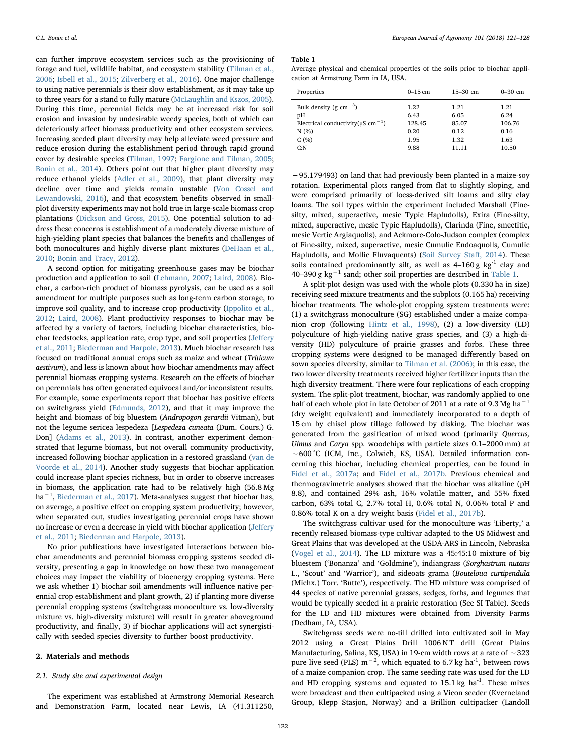can further improve ecosystem services such as the provisioning of forage and fuel, wildlife habitat, and ecosystem stability (Tilman et al., 2006; Isbell et al., 2015; Zilverberg et al., 2016). One major challenge to using native perennials is their slow establishment, as it may take up to three years for a stand to fully mature (McLaughlin and Kszos, 2005). During this time, perennial fields may be at increased risk for soil erosion and invasion by undesirable weedy species, both of which can deleteriously affect biomass productivity and other ecosystem services. Increasing seeded plant diversity may help alleviate weed pressure and reduce erosion during the establishment period through rapid ground cover by desirable species (Tilman, 1997; Fargione and Tilman, 2005; Bonin et al., 2014). Others point out that higher plant diversity may reduce ethanol yields (Adler et al., 2009), that plant diversity may decline over time and yields remain unstable (Von Cossel and Lewandowski, 2016), and that ecosystem benefits observed in small-plot diversity experiments may not hold true in large-scale biomass crop plantations (Dickson and Gross, 2015). One potential solution to address these concerns is establishment of a moderately diverse mixture of high-yielding plant species that balances the benefits and challenges of both monocultures and highly diverse plant mixtures (DeHaan et al., 2010; Bonin and Tracy, 2012).

A second option for mitigating greenhouse gases may be biochar production and application to soil (Lehmann, 2007; Laird, 2008). Biochar, a carbon-rich product of biomass pyrolysis, can be used as a soil amendment for multiple purposes such as long-term carbon storage, to improve soil quality, and to increase crop productivity (Ippolito et al., 2012; Laird, 2008). Plant productivity responses to biochar may be affected by a variety of factors, including biochar characteristics, biochar feedstocks, application rate, crop type, and soil properties (Jeffery et al., 2011; Biederman and Harpole, 2013). Much biochar research has focused on traditional annual crops such as maize and wheat (*Triticum aestivum*), and less is known about how biochar amendments may affect perennial biomass cropping systems. Research on the effects of biochar on perennials has often generated equivocal and/or inconsistent results. For example, some experiments report that biochar has positive effects on switchgrass yield (Edmunds, 2012), and that it may improve the height and biomass of big bluestem (*Andropogon gerardii* Vitman), but not the legume sericea lespedeza [*Lespedeza cuneata* (Dum. Cours.) G. Don] (Adams et al., 2013). In contrast, another experiment demonstrated that legume biomass, but not overall community productivity, increased following biochar application in a restored grassland (van de Voorde et al., 2014). Another study suggests that biochar application could increase plant species richness, but in order to observe increases in biomass, the application rate had to be relatively high (56.8 Mg ha$^{-1}$, Biederman et al., 2017). Meta-analyses suggest that biochar has, on average, a positive effect on cropping system productivity; however, when separated out, studies investigating perennial crops have shown no increase or even a decrease in yield with biochar application (Jeffery et al., 2011; Biederman and Harpole, 2013).

No prior publications have investigated interactions between biochar amendments and perennial biomass cropping systems seeded diversity, presenting a gap in knowledge on how these two management choices may impact the viability of bioenergy cropping systems. Here we ask whether 1) biochar soil amendments will influence native perennial crop establishment and plant growth, 2) if planting more diverse perennial cropping systems (switchgrass monoculture vs. low-diversity mixture vs. high-diversity mixture) will result in greater aboveground productivity, and finally, 3) if biochar applications will act synergistically with seeded species diversity to further boost productivity.

## 2. Materials and methods

### 2.1. Study site and experimental design

The experiment was established at Armstrong Memorial Research and Demonstration Farm, located near Lewis, IA (41.311250, −95.179493) on land that had previously been planted in a maize-soy rotation. Experimental plots ranged from flat to slightly sloping, and were comprised primarily of loess-derived silt loams and silty clay loams. The soil types within the experiment included Marshall (Fine-silty, mixed, superactive, mesic Typic Hapludolls), Exira (Fine-silty, mixed, superactive, mesic Typic Hapludolls), Clarinda (Fine, smectitic, mesic Vertic Argiaquolls), and Ackmore-Colo-Judson complex (complex of Fine-silty, mixed, superactive, mesic Cumulic Endoaquolls, Cumulic Hapludolls, and Mollic Fluvaquents) (Soil Survey Staff, 2014). These soils contained predominantly silt, as well as 4–160 g kg$^{-1}$ clay and 40–390 g kg$^{-1}$ sand; other soil properties are described in Table 1.

**Table 1**
Average physical and chemical properties of the soils prior to biochar application at Armstrong Farm in IA, USA.

| Properties | 0–15 cm | 15–30 cm | 0–30 cm |
|---|---|---|---|
| Bulk density (g cm$^{-3}$) | 1.22 | 1.21 | 1.21 |
| pH | 6.43 | 6.05 | 6.24 |
| Electrical conductivity(μS cm$^{-1}$) | 128.45 | 85.07 | 106.76 |
| N (%) | 0.20 | 0.12 | 0.16 |
| C (%) | 1.95 | 1.32 | 1.63 |
| C:N | 9.88 | 11.11 | 10.50 |

A split-plot design was used with the whole plots (0.330 ha in size) receiving seed mixture treatments and the subplots (0.165 ha) receiving biochar treatments. The whole-plot cropping system treatments were: (1) a switchgrass monoculture (SG) established under a maize companion crop (following Hintz et al., 1998), (2) a low-diversity (LD) polyculture of high-yielding native grass species, and (3) a high-diversity (HD) polyculture of prairie grasses and forbs. These three cropping systems were designed to be managed differently based on sown species diversity, similar to Tilman et al. (2006); in this case, the two lower diversity treatments received higher fertilizer inputs than the high diversity treatment. There were four replications of each cropping system. The split-plot treatment, biochar, was randomly applied to one half of each whole plot in late October of 2011 at a rate of 9.3 Mg ha$^{-1}$ (dry weight equivalent) and immediately incorporated to a depth of 15 cm by chisel plow tillage followed by disking. The biochar was generated from the gasification of mixed wood (primarily *Quercus, Ulmus* and *Carya* spp. woodchips with particle sizes 0.1–2000 mm) at ~600 °C (ICM, Inc., Colwich, KS, USA). Detailed information concerning this biochar, including chemical properties, can be found in Fidel et al., 2017a; and Fidel et al., 2017b. Previous chemical and thermogravimetric analyses showed that the biochar was alkaline (pH 8.8), and contained 29% ash, 16% volatile matter, and 55% fixed carbon, 63% total C, 2.7% total H, 0.6% total N, 0.06% total P and 0.86% total K on a dry weight basis (Fidel et al., 2017b).

The switchgrass cultivar used for the monoculture was 'Liberty,' a recently released biomass-type cultivar adapted to the US Midwest and Great Plains that was developed at the USDA-ARS in Lincoln, Nebraska (Vogel et al., 2014). The LD mixture was a 45:45:10 mixture of big bluestem ('Bonanza' and 'Goldmine'), indiangrass (*Sorghastrum nutans* L., 'Scout' and 'Warrior'), and sideoats grama (*Bouteloua curtipendula* (Michx.) Torr. 'Butte'), respectively. The HD mixture was comprised of 44 species of native perennial grasses, sedges, forbs, and legumes that would be typically seeded in a prairie restoration (See SI Table). Seeds for the LD and HD mixtures were obtained from Diversity Farms (Dedham, IA, USA).

Switchgrass seeds were no-till drilled into cultivated soil in May 2012 using a Great Plains Drill 1006 N T drill (Great Plains Manufacturing, Salina, KS, USA) in 19-cm width rows at a rate of ~323 pure live seed (PLS) m$^{-2}$, which equated to 6.7 kg ha$^{-1}$, between rows of a maize companion crop. The same seeding rate was used for the LD and HD cropping systems and equated to 15.1 kg ha$^{-1}$. These mixes were broadcast and then cultipacked using a Vicon seeder (Kverneland Group, Klepp Stasjon, Norway) and a Brillion cultipacker (Landoll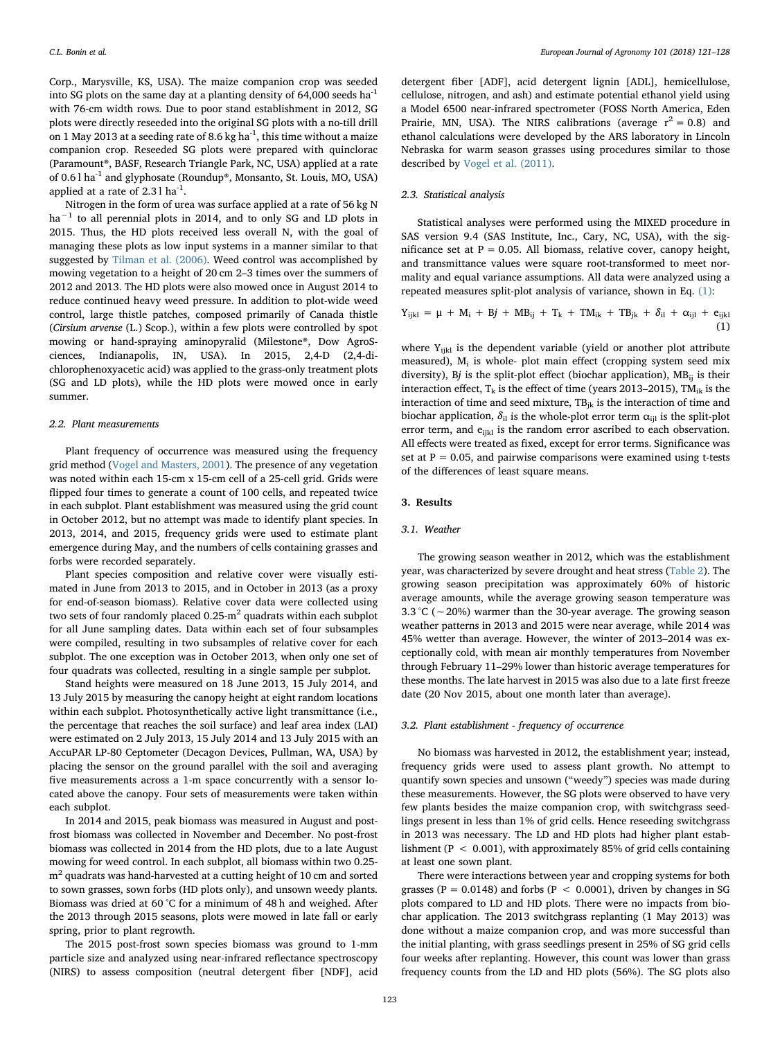Corp., Marysville, KS, USA). The maize companion crop was seeded into SG plots on the same day at a planting density of 64,000 seeds $ha^{-1}$ with 76-cm width rows. Due to poor stand establishment in 2012, SG plots were directly reseeded into the original SG plots with a no-till drill on 1 May 2013 at a seeding rate of 8.6 kg $ha^{-1}$, this time without a maize companion crop. Reseeded SG plots were prepared with quinclorac (Paramount®, BASF, Research Triangle Park, NC, USA) applied at a rate of 0.6 l $ha^{-1}$ and glyphosate (Roundup®, Monsanto, St. Louis, MO, USA) applied at a rate of 2.3 l $ha^{-1}$.

Nitrogen in the form of urea was surface applied at a rate of 56 kg N $ha^{-1}$ to all perennial plots in 2014, and to only SG and LD plots in 2015. Thus, the HD plots received less overall N, with the goal of managing these plots as low input systems in a manner similar to that suggested by Tilman et al. (2006). Weed control was accomplished by mowing vegetation to a height of 20 cm 2–3 times over the summers of 2012 and 2013. The HD plots were also mowed once in August 2014 to reduce continued heavy weed pressure. In addition to plot-wide weed control, large thistle patches, composed primarily of Canada thistle (*Cirsium arvense* (L.) Scop.), within a few plots were controlled by spot mowing or hand-spraying aminopyralid (Milestone®, Dow AgroSciences, Indianapolis, IN, USA). In 2015, 2,4-D (2,4-dichlorophenoxyacetic acid) was applied to the grass-only treatment plots (SG and LD plots), while the HD plots were mowed once in early summer.

### 2.2. Plant measurements

Plant frequency of occurrence was measured using the frequency grid method (Vogel and Masters, 2001). The presence of any vegetation was noted within each 15-cm x 15-cm cell of a 25-cell grid. Grids were flipped four times to generate a count of 100 cells, and repeated twice in each subplot. Plant establishment was measured using the grid count in October 2012, but no attempt was made to identify plant species. In 2013, 2014, and 2015, frequency grids were used to estimate plant emergence during May, and the numbers of cells containing grasses and forbs were recorded separately.

Plant species composition and relative cover were visually estimated in June from 2013 to 2015, and in October in 2013 (as a proxy for end-of-season biomass). Relative cover data were collected using two sets of four randomly placed 0.25-$m^2$ quadrats within each subplot for all June sampling dates. Data within each set of four subsamples were compiled, resulting in two subsamples of relative cover for each subplot. The one exception was in October 2013, when only one set of four quadrats was collected, resulting in a single sample per subplot.

Stand heights were measured on 18 June 2013, 15 July 2014, and 13 July 2015 by measuring the canopy height at eight random locations within each subplot. Photosynthetically active light transmittance (i.e., the percentage that reaches the soil surface) and leaf area index (LAI) were estimated on 2 July 2013, 15 July 2014 and 13 July 2015 with an AccuPAR LP-80 Ceptometer (Decagon Devices, Pullman, WA, USA) by placing the sensor on the ground parallel with the soil and averaging five measurements across a 1-m space concurrently with a sensor located above the canopy. Four sets of measurements were taken within each subplot.

In 2014 and 2015, peak biomass was measured in August and post-frost biomass was collected in November and December. No post-frost biomass was collected in 2014 from the HD plots, due to a late August mowing for weed control. In each subplot, all biomass within two 0.25-$m^2$ quadrats was hand-harvested at a cutting height of 10 cm and sorted to sown grasses, sown forbs (HD plots only), and unsown weedy plants. Biomass was dried at 60 °C for a minimum of 48 h and weighed. After the 2013 through 2015 seasons, plots were mowed in late fall or early spring, prior to plant regrowth.

The 2015 post-frost sown species biomass was ground to 1-mm particle size and analyzed using near-infrared reflectance spectroscopy (NIRS) to assess composition (neutral detergent fiber [NDF], acid detergent fiber [ADF], acid detergent lignin [ADL], hemicellulose, cellulose, nitrogen, and ash) and estimate potential ethanol yield using a Model 6500 near-infrared spectrometer (FOSS North America, Eden Prairie, MN, USA). The NIRS calibrations (average $r^2 = 0.8$) and ethanol calculations were developed by the ARS laboratory in Lincoln Nebraska for warm season grasses using procedures similar to those described by Vogel et al. (2011).

### 2.3. Statistical analysis

Statistical analyses were performed using the MIXED procedure in SAS version 9.4 (SAS Institute, Inc., Cary, NC, USA), with the significance set at P = 0.05. All biomass, relative cover, canopy height, and transmittance values were square root-transformed to meet normality and equal variance assumptions. All data were analyzed using a repeated measures split-plot analysis of variance, shown in Eq. (1):

$$Y_{ijkl} = \mu + M_i + Bj + MB_{ij} + T_k + TM_{ik} + TB_{jk} + \delta_{il} + \alpha_{ijl} + e_{ijkl} \quad (1)$$

where $Y_{ijkl}$ is the dependent variable (yield or another plot attribute measured), $M_i$ is whole- plot main effect (cropping system seed mix diversity), $Bj$ is the split-plot effect (biochar application), $MB_{ij}$ is their interaction effect, $T_k$ is the effect of time (years 2013–2015), $TM_{ik}$ is the interaction of time and seed mixture, $TB_{jk}$ is the interaction of time and biochar application, $\delta_{il}$ is the whole-plot error term $\alpha_{ijl}$ is the split-plot error term, and $e_{ijkl}$ is the random error ascribed to each observation. All effects were treated as fixed, except for error terms. Significance was set at P = 0.05, and pairwise comparisons were examined using t-tests of the differences of least square means.

## 3. Results

### 3.1. Weather

The growing season weather in 2012, which was the establishment year, was characterized by severe drought and heat stress (Table 2). The growing season precipitation was approximately 60% of historic average amounts, while the average growing season temperature was 3.3 °C (~20%) warmer than the 30-year average. The growing season weather patterns in 2013 and 2015 were near average, while 2014 was 45% wetter than average. However, the winter of 2013–2014 was exceptionally cold, with mean air monthly temperatures from November through February 11–29% lower than historic average temperatures for these months. The late harvest in 2015 was also due to a late first freeze date (20 Nov 2015, about one month later than average).

### 3.2. Plant establishment - frequency of occurrence

No biomass was harvested in 2012, the establishment year; instead, frequency grids were used to assess plant growth. No attempt to quantify sown species and unsown ("weedy") species was made during these measurements. However, the SG plots were observed to have very few plants besides the maize companion crop, with switchgrass seedlings present in less than 1% of grid cells. Hence reseeding switchgrass in 2013 was necessary. The LD and HD plots had higher plant establishment ($P < 0.001$), with approximately 85% of grid cells containing at least one sown plant.

There were interactions between year and cropping systems for both grasses (P = 0.0148) and forbs ($P < 0.0001$), driven by changes in SG plots compared to LD and HD plots. There were no impacts from biochar application. The 2013 switchgrass replanting (1 May 2013) was done without a maize companion crop, and was more successful than the initial planting, with grass seedlings present in 25% of SG grid cells four weeks after replanting. However, this count was lower than grass frequency counts from the LD and HD plots (56%). The SG plots also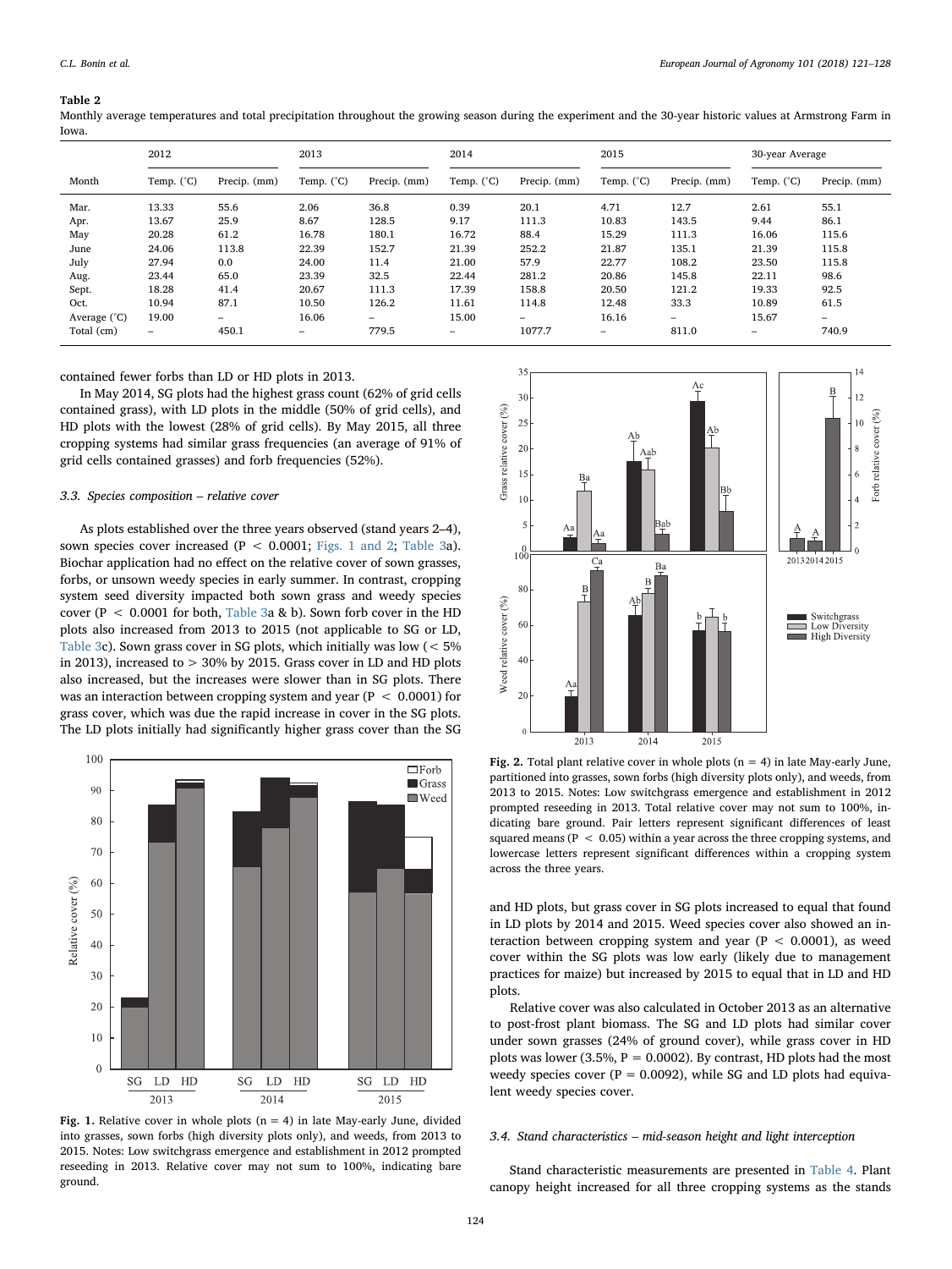**Table 2**
Monthly average temperatures and total precipitation throughout the growing season during the experiment and the 30-year historic values at Armstrong Farm in Iowa.

| Month | 2012 | | 2013 | | 2014 | | 2015 | | 30-year Average | |
|---|---|---|---|---|---|---|---|---|---|---|
| | Temp. (°C) | Precip. (mm) | Temp. (°C) | Precip. (mm) | Temp. (°C) | Precip. (mm) | Temp. (°C) | Precip. (mm) | Temp. (°C) | Precip. (mm) |
| Mar. | 13.33 | 55.6 | 2.06 | 36.8 | 0.39 | 20.1 | 4.71 | 12.7 | 2.61 | 55.1 |
| Apr. | 13.67 | 25.9 | 8.67 | 128.5 | 9.17 | 111.3 | 10.83 | 143.5 | 9.44 | 86.1 |
| May | 20.28 | 61.2 | 16.78 | 180.1 | 16.72 | 88.4 | 15.29 | 111.3 | 16.06 | 115.6 |
| June | 24.06 | 113.8 | 22.39 | 152.7 | 21.39 | 252.2 | 21.87 | 135.1 | 21.39 | 115.8 |
| July | 27.94 | 0.0 | 24.00 | 11.4 | 21.00 | 57.9 | 22.77 | 108.2 | 23.50 | 115.8 |
| Aug. | 23.44 | 65.0 | 23.39 | 32.5 | 22.44 | 281.2 | 20.86 | 145.8 | 22.11 | 98.6 |
| Sept. | 18.28 | 41.4 | 20.67 | 111.3 | 17.39 | 158.8 | 20.50 | 121.2 | 19.33 | 92.5 |
| Oct. | 10.94 | 87.1 | 10.50 | 126.2 | 11.61 | 114.8 | 12.48 | 33.3 | 10.89 | 61.5 |
| Average (°C) | 19.00 | – | 16.06 | – | 15.00 | – | 16.16 | – | 15.67 | – |
| Total (cm) | – | 450.1 | – | 779.5 | – | 1077.7 | – | 811.0 | – | 740.9 |

contained fewer forbs than LD or HD plots in 2013.

In May 2014, SG plots had the highest grass count (62% of grid cells contained grass), with LD plots in the middle (50% of grid cells), and HD plots with the lowest (28% of grid cells). By May 2015, all three cropping systems had similar grass frequencies (an average of 91% of grid cells contained grasses) and forb frequencies (52%).

### 3.3. Species composition – relative cover

As plots established over the three years observed (stand years 2–4), sown species cover increased ($P < 0.0001$; Figs. 1 and 2; Table 3a). Biochar application had no effect on the relative cover of sown grasses, forbs, or unsown weedy species in early summer. In contrast, cropping system seed diversity impacted both sown grass and weedy species cover ($P < 0.0001$ for both, Table 3a & b). Sown forb cover in the HD plots also increased from 2013 to 2015 (not applicable to SG or LD, Table 3c). Sown grass cover in SG plots, which initially was low (< 5% in 2013), increased to > 30% by 2015. Grass cover in LD and HD plots also increased, but the increases were slower than in SG plots. There was an interaction between cropping system and year ($P < 0.0001$) for grass cover, which was due the rapid increase in cover in the SG plots. The LD plots initially had significantly higher grass cover than the SG and HD plots, but grass cover in SG plots increased to equal that found in LD plots by 2014 and 2015. Weed species cover also showed an interaction between cropping system and year ($P < 0.0001$), as weed cover within the SG plots was low early (likely due to management practices for maize) but increased by 2015 to equal that in LD and HD plots.

**Fig. 1.** Relative cover in whole plots (n = 4) in late May-early June, divided into grasses, sown forbs (high diversity plots only), and weeds, from 2013 to 2015. Notes: Low switchgrass emergence and establishment in 2012 prompted reseeding in 2013. Relative cover may not sum to 100%, indicating bare ground.

**Fig. 2.** Total plant relative cover in whole plots (n = 4) in late May-early June, partitioned into grasses, sown forbs (high diversity plots only), and weeds, from 2013 to 2015. Notes: Low switchgrass emergence and establishment in 2012 prompted reseeding in 2013. Total relative cover may not sum to 100%, indicating bare ground. Pair letters represent significant differences of least squared means ($P < 0.05$) within a year across the three cropping systems, and lowercase letters represent significant differences within a cropping system across the three years.

Relative cover was also calculated in October 2013 as an alternative to post-frost plant biomass. The SG and LD plots had similar cover under sown grasses (24% of ground cover), while grass cover in HD plots was lower (3.5%, $P = 0.0002$). By contrast, HD plots had the most weedy species cover ($P = 0.0092$), while SG and LD plots had equivalent weedy species cover.

### 3.4. Stand characteristics – mid-season height and light interception

Stand characteristic measurements are presented in Table 4. Plant canopy height increased for all three cropping systems as the stands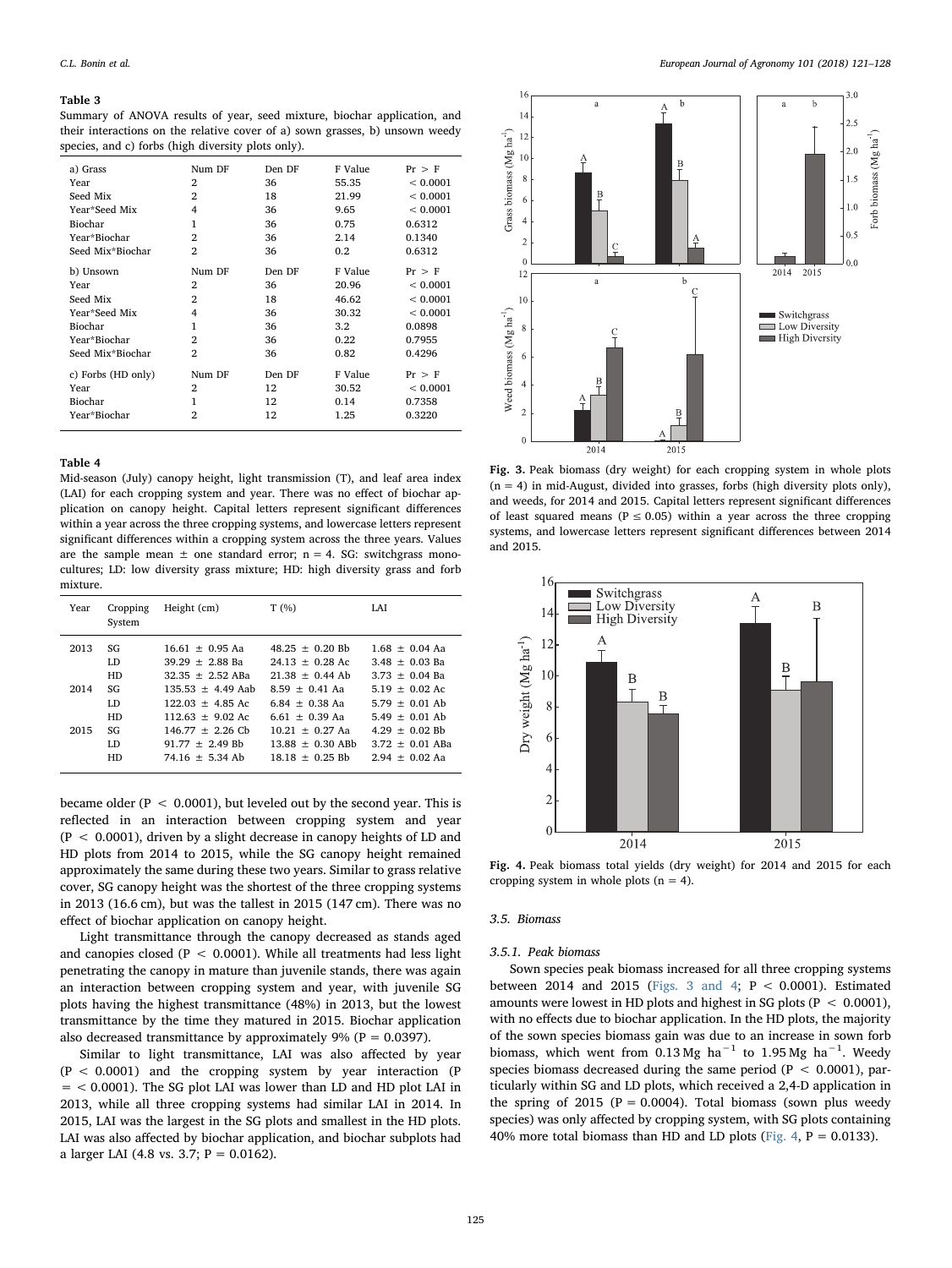**Table 3**
Summary of ANOVA results of year, seed mixture, biochar application, and their interactions on the relative cover of a) sown grasses, b) unsown weedy species, and c) forbs (high diversity plots only).

| a) Grass | Num DF | Den DF | F Value | Pr > F |
|---|---|---|---|---|
| Year | 2 | 36 | 55.35 | < 0.0001 |
| Seed Mix | 2 | 18 | 21.99 | < 0.0001 |
| Year*Seed Mix | 4 | 36 | 9.65 | < 0.0001 |
| Biochar | 1 | 36 | 0.75 | 0.6312 |
| Year*Biochar | 2 | 36 | 2.14 | 0.1340 |
| Seed Mix*Biochar | 2 | 36 | 0.2 | 0.6312 |
| **b) Unsown** | **Num DF** | **Den DF** | **F Value** | **Pr > F** |
| Year | 2 | 36 | 20.96 | < 0.0001 |
| Seed Mix | 2 | 18 | 46.62 | < 0.0001 |
| Year*Seed Mix | 4 | 36 | 30.32 | < 0.0001 |
| Biochar | 1 | 36 | 3.2 | 0.0898 |
| Year*Biochar | 2 | 36 | 0.22 | 0.7955 |
| Seed Mix*Biochar | 2 | 36 | 0.82 | 0.4296 |
| **c) Forbs (HD only)** | **Num DF** | **Den DF** | **F Value** | **Pr > F** |
| Year | 2 | 12 | 30.52 | < 0.0001 |
| Biochar | 1 | 12 | 0.14 | 0.7358 |
| Year*Biochar | 2 | 12 | 1.25 | 0.3220 |

**Table 4**
Mid-season (July) canopy height, light transmission (T), and leaf area index (LAI) for each cropping system and year. There was no effect of biochar application on canopy height. Capital letters represent significant differences within a year across the three cropping systems, and lowercase letters represent significant differences within a cropping system across the three years. Values are the sample mean ± one standard error; n = 4. SG: switchgrass monocultures; LD: low diversity grass mixture; HD: high diversity grass and forb mixture.

| Year | Cropping System | Height (cm) | T (%) | LAI |
|---|---|---|---|---|
| 2013 | SG | 16.61 ± 0.95 Aa | 48.25 ± 0.20 Bb | 1.68 ± 0.04 Aa |
| | LD | 39.29 ± 2.88 Ba | 24.13 ± 0.28 Ac | 3.48 ± 0.03 Ba |
| | HD | 32.35 ± 2.52 ABa | 21.38 ± 0.44 Ab | 3.73 ± 0.04 Ba |
| 2014 | SG | 135.53 ± 4.49 Aab | 8.59 ± 0.41 Aa | 5.19 ± 0.02 Ac |
| | LD | 122.03 ± 4.85 Ac | 6.84 ± 0.38 Aa | 5.79 ± 0.01 Ab |
| | HD | 112.63 ± 9.02 Ac | 6.61 ± 0.39 Aa | 5.49 ± 0.01 Ab |
| 2015 | SG | 146.77 ± 2.26 Cb | 10.21 ± 0.27 Aa | 4.29 ± 0.02 Bb |
| | LD | 91.77 ± 2.49 Bb | 13.88 ± 0.30 ABb | 3.72 ± 0.01 ABa |
| | HD | 74.16 ± 5.34 Ab | 18.18 ± 0.25 Bb | 2.94 ± 0.02 Aa |

became older ($P < 0.0001$), but leveled out by the second year. This is reflected in an interaction between cropping system and year ($P < 0.0001$), driven by a slight decrease in canopy heights of LD and HD plots from 2014 to 2015, while the SG canopy height remained approximately the same during these two years. Similar to grass relative cover, SG canopy height was the shortest of the three cropping systems in 2013 (16.6 cm), but was the tallest in 2015 (147 cm). There was no effect of biochar application on canopy height.

Light transmittance through the canopy decreased as stands aged and canopies closed ($P < 0.0001$). While all treatments had less light penetrating the canopy in mature than juvenile stands, there was again an interaction between cropping system and year, with juvenile SG plots having the highest transmittance (48%) in 2013, but the lowest transmittance by the time they matured in 2015. Biochar application also decreased transmittance by approximately 9% ($P = 0.0397$).

Similar to light transmittance, LAI was also affected by year ($P < 0.0001$) and the cropping system by year interaction ($P = < 0.0001$). The SG plot LAI was lower than LD and HD plot LAI in 2013, while all three cropping systems had similar LAI in 2014. In 2015, LAI was the largest in the SG plots and smallest in the HD plots. LAI was also affected by biochar application, and biochar subplots had a larger LAI (4.8 vs. 3.7; $P = 0.0162$).

Fig. 3. Peak biomass (dry weight) for each cropping system in whole plots (n = 4) in mid-August, divided into grasses, forbs (high diversity plots only), and weeds, for 2014 and 2015. Capital letters represent significant differences of least squared means ($P \leq 0.05$) within a year across the three cropping systems, and lowercase letters represent significant differences between 2014 and 2015.

Fig. 4. Peak biomass total yields (dry weight) for 2014 and 2015 for each cropping system in whole plots (n = 4).

### 3.5. Biomass

#### 3.5.1. Peak biomass

Sown species peak biomass increased for all three cropping systems between 2014 and 2015 (Figs. 3 and 4; $P < 0.0001$). Estimated amounts were lowest in HD plots and highest in SG plots ($P < 0.0001$), with no effects due to biochar application. In the HD plots, the majority of the sown species biomass gain was due to an increase in sown forb biomass, which went from 0.13 Mg ha$^{-1}$ to 1.95 Mg ha$^{-1}$. Weedy species biomass decreased during the same period ($P < 0.0001$), particularly within SG and LD plots, which received a 2,4-D application in the spring of 2015 ($P = 0.0004$). Total biomass (sown plus weedy species) was only affected by cropping system, with SG plots containing 40% more total biomass than HD and LD plots (Fig. 4, $P = 0.0133$).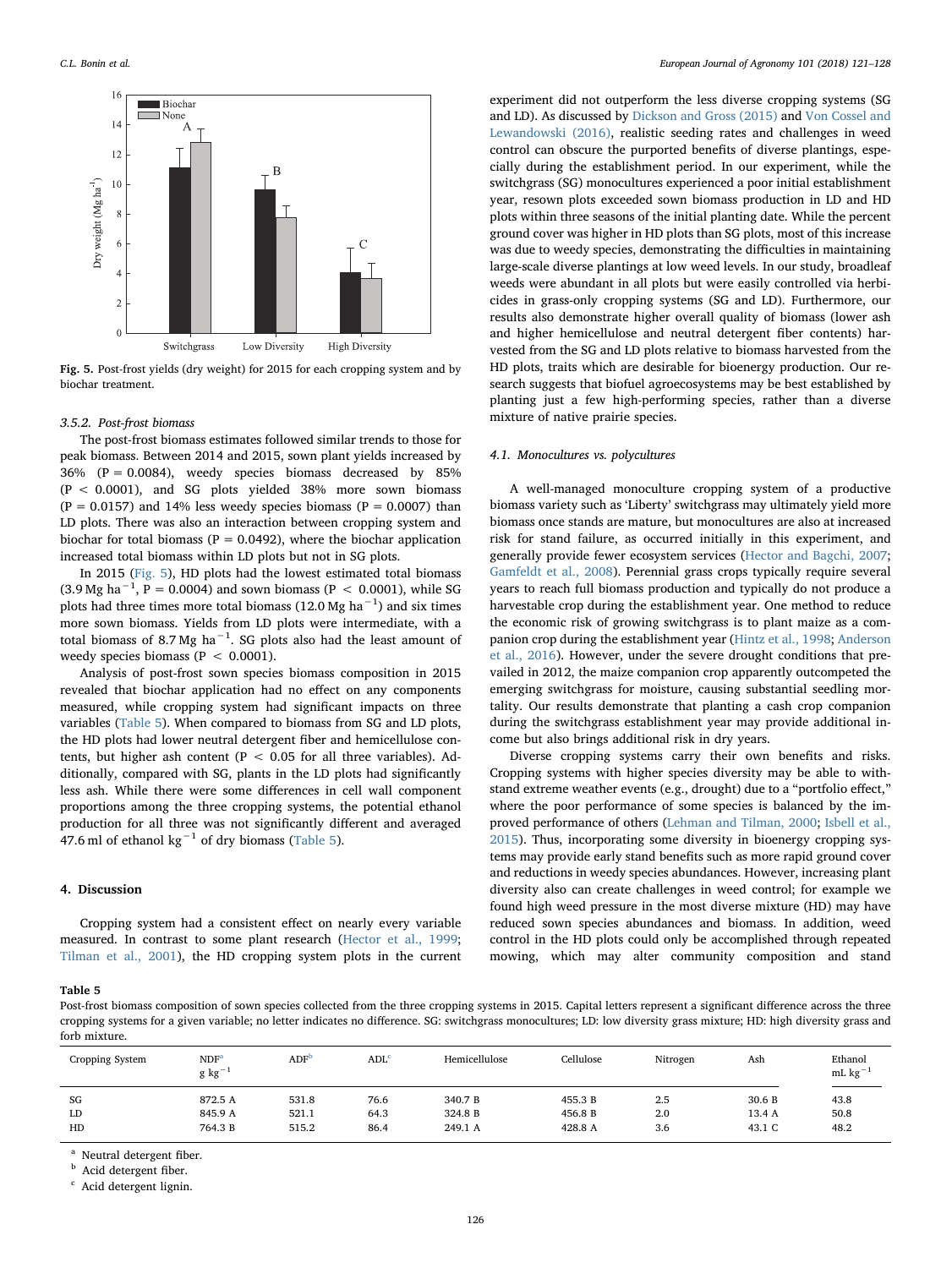Fig. 5. Post-frost yields (dry weight) for 2015 for each cropping system and by biochar treatment.

#### 3.5.2. Post-frost biomass

The post-frost biomass estimates followed similar trends to those for peak biomass. Between 2014 and 2015, sown plant yields increased by 36% ($P = 0.0084$), weedy species biomass decreased by 85% ($P < 0.0001$), and SG plots yielded 38% more sown biomass ($P = 0.0157$) and 14% less weedy species biomass ($P = 0.0007$) than LD plots. There was also an interaction between cropping system and biochar for total biomass ($P = 0.0492$), where the biochar application increased total biomass within LD plots but not in SG plots.

In 2015 (Fig. 5), HD plots had the lowest estimated total biomass (3.9 Mg $ha^{-1}$, $P = 0.0004$) and sown biomass ($P < 0.0001$), while SG plots had three times more total biomass (12.0 Mg $ha^{-1}$) and six times more sown biomass. Yields from LD plots were intermediate, with a total biomass of 8.7 Mg $ha^{-1}$. SG plots also had the least amount of weedy species biomass ($P < 0.0001$).

Analysis of post-frost sown species biomass composition in 2015 revealed that biochar application had no effect on any components measured, while cropping system had significant impacts on three variables (Table 5). When compared to biomass from SG and LD plots, the HD plots had lower neutral detergent fiber and hemicellulose contents, but higher ash content ($P < 0.05$ for all three variables). Additionally, compared with SG, plants in the LD plots had significantly less ash. While there were some differences in cell wall component proportions among the three cropping systems, the potential ethanol production for all three was not significantly different and averaged 47.6 ml of ethanol $kg^{-1}$ of dry biomass (Table 5).

## 4. Discussion

Cropping system had a consistent effect on nearly every variable measured. In contrast to some plant research (Hector et al., 1999; Tilman et al., 2001), the HD cropping system plots in the current experiment did not outperform the less diverse cropping systems (SG and LD). As discussed by Dickson and Gross (2015) and Von Cossel and Lewandowski (2016), realistic seeding rates and challenges in weed control can obscure the purported benefits of diverse plantings, especially during the establishment period. In our experiment, while the switchgrass (SG) monocultures experienced a poor initial establishment year, resown plots exceeded sown biomass production in LD and HD plots within three seasons of the initial planting date. While the percent ground cover was higher in HD plots than SG plots, most of this increase was due to weedy species, demonstrating the difficulties in maintaining large-scale diverse plantings at low weed levels. In our study, broadleaf weeds were abundant in all plots but were easily controlled via herbicides in grass-only cropping systems (SG and LD). Furthermore, our results also demonstrate higher overall quality of biomass (lower ash and higher hemicellulose and neutral detergent fiber contents) harvested from the SG and LD plots relative to biomass harvested from the HD plots, traits which are desirable for bioenergy production. Our research suggests that biofuel agroecosystems may be best established by planting just a few high-performing species, rather than a diverse mixture of native prairie species.

### 4.1. Monocultures vs. polycultures

A well-managed monoculture cropping system of a productive biomass variety such as 'Liberty' switchgrass may ultimately yield more biomass once stands are mature, but monocultures are also at increased risk for stand failure, as occurred initially in this experiment, and generally provide fewer ecosystem services (Hector and Bagchi, 2007; Gamfeldt et al., 2008). Perennial grass crops typically require several years to reach full biomass production and typically do not produce a harvestable crop during the establishment year. One method to reduce the economic risk of growing switchgrass is to plant maize as a companion crop during the establishment year (Hintz et al., 1998; Anderson et al., 2016). However, under the severe drought conditions that prevailed in 2012, the maize companion crop apparently outcompeted the emerging switchgrass for moisture, causing substantial seedling mortality. Our results demonstrate that planting a cash crop companion during the switchgrass establishment year may provide additional income but also brings additional risk in dry years.

Diverse cropping systems carry their own benefits and risks. Cropping systems with higher species diversity may be able to withstand extreme weather events (e.g., drought) due to a "portfolio effect," where the poor performance of some species is balanced by the improved performance of others (Lehman and Tilman, 2000; Isbell et al., 2015). Thus, incorporating some diversity in bioenergy cropping systems may provide early stand benefits such as more rapid ground cover and reductions in weedy species abundances. However, increasing plant diversity also can create challenges in weed control; for example we found high weed pressure in the most diverse mixture (HD) may have reduced sown species abundances and biomass. In addition, weed control in the HD plots could only be accomplished through repeated mowing, which may alter community composition and stand

**Table 5**
Post-frost biomass composition of sown species collected from the three cropping systems in 2015. Capital letters represent a significant difference across the three cropping systems for a given variable; no letter indicates no difference. SG: switchgrass monocultures; LD: low diversity grass mixture; HD: high diversity grass and forb mixture.

| Cropping System | NDF[a] g $kg^{-1}$ | ADF[b] | ADL[c] | Hemicellulose | Cellulose | Nitrogen | Ash | Ethanol mL $kg^{-1}$ |
|---|---|---|---|---|---|---|---|---|
| SG | 872.5 A | 531.8 | 76.6 | 340.7 B | 455.3 B | 2.5 | 30.6 B | 43.8 |
| LD | 845.9 A | 521.1 | 64.3 | 324.8 B | 456.8 B | 2.0 | 13.4 A | 50.8 |
| HD | 764.3 B | 515.2 | 86.4 | 249.1 A | 428.8 A | 3.6 | 43.1 C | 48.2 |

[a] Neutral detergent fiber.
[b] Acid detergent fiber.
[c] Acid detergent lignin.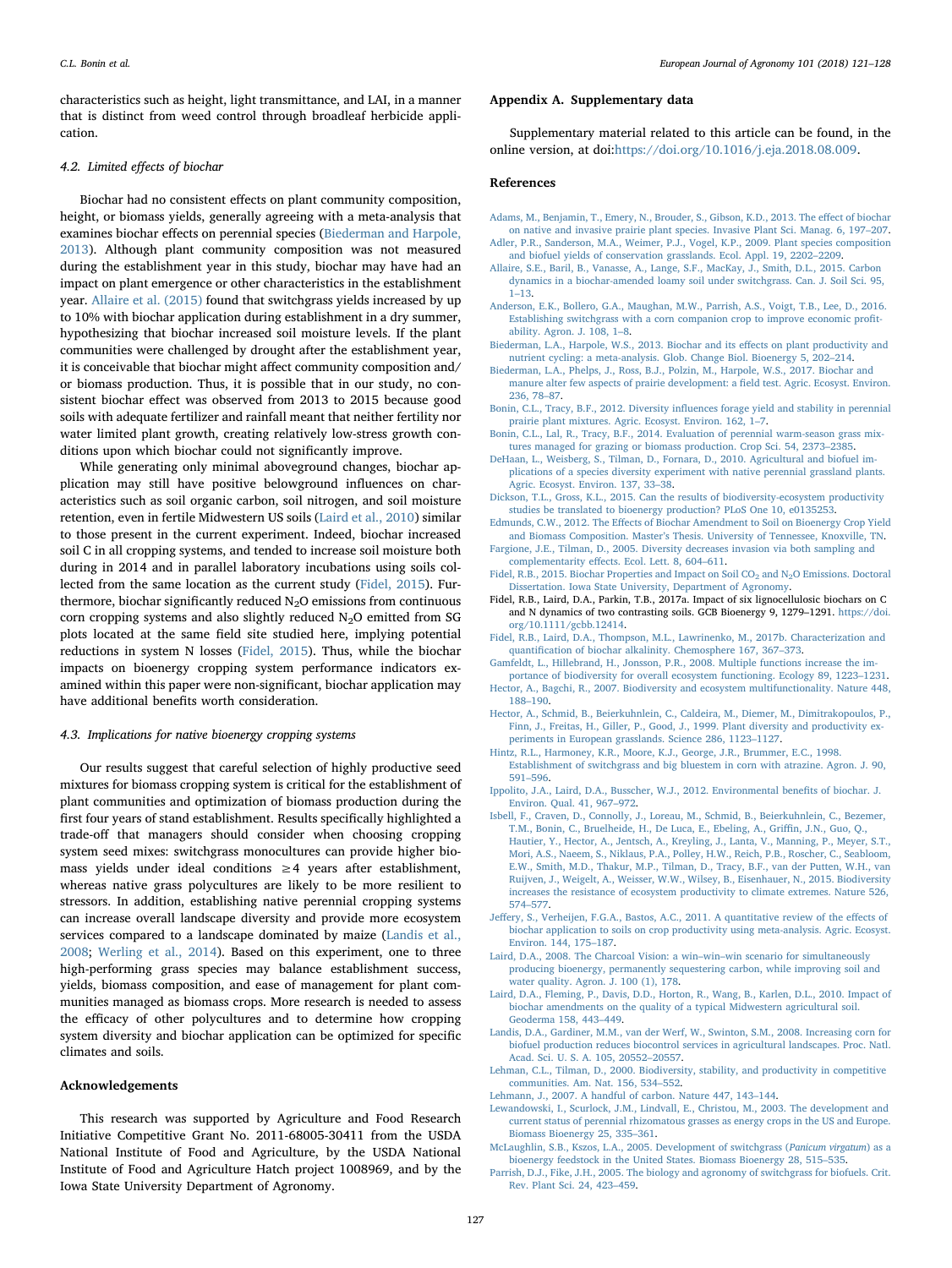characteristics such as height, light transmittance, and LAI, in a manner that is distinct from weed control through broadleaf herbicide application.

### 4.2. Limited effects of biochar

Biochar had no consistent effects on plant community composition, height, or biomass yields, generally agreeing with a meta-analysis that examines biochar effects on perennial species (Biederman and Harpole, 2013). Although plant community composition was not measured during the establishment year in this study, biochar may have had an impact on plant emergence or other characteristics in the establishment year. Allaire et al. (2015) found that switchgrass yields increased by up to 10% with biochar application during establishment in a dry summer, hypothesizing that biochar increased soil moisture levels. If the plant communities were challenged by drought after the establishment year, it is conceivable that biochar might affect community composition and/or biomass production. Thus, it is possible that in our study, no consistent biochar effect was observed from 2013 to 2015 because good soils with adequate fertilizer and rainfall meant that neither fertility nor water limited plant growth, creating relatively low-stress growth conditions upon which biochar could not significantly improve.

While generating only minimal aboveground changes, biochar application may still have positive belowground influences on characteristics such as soil organic carbon, soil nitrogen, and soil moisture retention, even in fertile Midwestern US soils (Laird et al., 2010) similar to those present in the current experiment. Indeed, biochar increased soil C in all cropping systems, and tended to increase soil moisture both during in 2014 and in parallel laboratory incubations using soils collected from the same location as the current study (Fidel, 2015). Furthermore, biochar significantly reduced $N_2O$ emissions from continuous corn cropping systems and also slightly reduced $N_2O$ emitted from SG plots located at the same field site studied here, implying potential reductions in system N losses (Fidel, 2015). Thus, while the biochar impacts on bioenergy cropping system performance indicators examined within this paper were non-significant, biochar application may have additional benefits worth consideration.

### 4.3. Implications for native bioenergy cropping systems

Our results suggest that careful selection of highly productive seed mixtures for biomass cropping system is critical for the establishment of plant communities and optimization of biomass production during the first four years of stand establishment. Results specifically highlighted a trade-off that managers should consider when choosing cropping system seed mixes: switchgrass monocultures can provide higher biomass yields under ideal conditions ≥4 years after establishment, whereas native grass polycultures are likely to be more resilient to stressors. In addition, establishing native perennial cropping systems can increase overall landscape diversity and provide more ecosystem services compared to a landscape dominated by maize (Landis et al., 2008; Werling et al., 2014). Based on this experiment, one to three high-performing grass species may balance establishment success, yields, biomass composition, and ease of management for plant communities managed as biomass crops. More research is needed to assess the efficacy of other polycultures and to determine how cropping system diversity and biochar application can be optimized for specific climates and soils.

## Acknowledgements

This research was supported by Agriculture and Food Research Initiative Competitive Grant No. 2011-68005-30411 from the USDA National Institute of Food and Agriculture, by the USDA National Institute of Food and Agriculture Hatch project 1008969, and by the Iowa State University Department of Agronomy.

## Appendix A. Supplementary data

Supplementary material related to this article can be found, in the online version, at doi:https://doi.org/10.1016/j.eja.2018.08.009.

## References

Adams, M., Benjamin, T., Emery, N., Brouder, S., Gibson, K.D., 2013. The effect of biochar on native and invasive prairie plant species. Invasive Plant Sci. Manag. 6, 197–207.

Adler, P.R., Sanderson, M.A., Weimer, P.J., Vogel, K.P., 2009. Plant species composition and biofuel yields of conservation grasslands. Ecol. Appl. 19, 2202–2209.

Allaire, S.E., Baril, B., Vanasse, A., Lange, S.F., MacKay, J., Smith, D.L., 2015. Carbon dynamics in a biochar-amended loamy soil under switchgrass. Can. J. Soil Sci. 95, 1–13.

Anderson, E.K., Bollero, G.A., Maughan, M.W., Parrish, A.S., Voigt, T.B., Lee, D., 2016. Establishing switchgrass with a corn companion crop to improve economic profitability. Agron. J. 108, 1–8.

Biederman, L.A., Harpole, W.S., 2013. Biochar and its effects on plant productivity and nutrient cycling: a meta-analysis. Glob. Change Biol. Bioenergy 5, 202–214.

Biederman, L.A., Phelps, J., Ross, B.J., Polzin, M., Harpole, W.S., 2017. Biochar and manure alter few aspects of prairie development: a field test. Agric. Ecosyst. Environ. 236, 78–87.

Bonin, C.L., Tracy, B.F., 2012. Diversity influences forage yield and stability in perennial prairie plant mixtures. Agric. Ecosyst. Environ. 162, 1–7.

Bonin, C.L., Lal, R., Tracy, B.F., 2014. Evaluation of perennial warm-season grass mixtures managed for grazing or biomass production. Crop Sci. 54, 2373–2385.

DeHaan, L., Weisberg, S., Tilman, D., Fornara, D., 2010. Agricultural and biofuel implications of a species diversity experiment with native perennial grassland plants. Agric. Ecosyst. Environ. 137, 33–38.

Dickson, T.L., Gross, K.L., 2015. Can the results of biodiversity-ecosystem productivity studies be translated to bioenergy production? PLoS One 10, e0135253.

Edmunds, C.W., 2012. The Effects of Biochar Amendment to Soil on Bioenergy Crop Yield and Biomass Composition. Master's Thesis. University of Tennessee, Knoxville, TN.

Fargione, J.E., Tilman, D., 2005. Diversity decreases invasion via both sampling and complementarity effects. Ecol. Lett. 8, 604–611.

Fidel, R.B., 2015. Biochar Properties and Impact on Soil $CO_2$ and $N_2O$ Emissions. Doctoral Dissertation. Iowa State University, Department of Agronomy.

Fidel, R.B., Laird, D.A., Parkin, T.B., 2017a. Impact of six lignocellulosic biochars on C and N dynamics of two contrasting soils. GCB Bioenergy 9, 1279–1291. https://doi.org/10.1111/gcbb.12414.

Fidel, R.B., Laird, D.A., Thompson, M.L., Lawrinenko, M., 2017b. Characterization and quantification of biochar alkalinity. Chemosphere 167, 367–373.

Gamfeldt, L., Hillebrand, H., Jonsson, P.R., 2008. Multiple functions increase the importance of biodiversity for overall ecosystem functioning. Ecology 89, 1223–1231.

Hector, A., Bagchi, R., 2007. Biodiversity and ecosystem multifunctionality. Nature 448, 188–190.

Hector, A., Schmid, B., Beierkuhnlein, C., Caldeira, M., Diemer, M., Dimitrakopoulos, P., Finn, J., Freitas, H., Giller, P., Good, J., 1999. Plant diversity and productivity experiments in European grasslands. Science 286, 1123–1127.

Hintz, R.L., Harmoney, K.R., Moore, K.J., George, J.R., Brummer, E.C., 1998. Establishment of switchgrass and big bluestem in corn with atrazine. Agron. J. 90, 591–596.

Ippolito, J.A., Laird, D.A., Busscher, W.J., 2012. Environmental benefits of biochar. J. Environ. Qual. 41, 967–972.

Isbell, F., Craven, D., Connolly, J., Loreau, M., Schmid, B., Beierkuhnlein, C., Bezemer, T.M., Bonin, C., Bruelheide, H., De Luca, E., Ebeling, A., Griffin, J.N., Guo, Q., Hautier, Y., Hector, A., Jentsch, A., Kreyling, J., Lanta, V., Manning, P., Meyer, S.T., Mori, A.S., Naeem, S., Niklaus, P.A., Polley, H.W., Reich, P.B., Roscher, C., Seabloom, E.W., Smith, M.D., Thakur, M.P., Tilman, D., Tracy, B.F., van der Putten, W.H., van Ruijven, J., Weigelt, A., Weisser, W.W., Wilsey, B., Eisenhauer, N., 2015. Biodiversity increases the resistance of ecosystem productivity to climate extremes. Nature 526, 574–577.

Jeffery, S., Verheijen, F.G.A., Bastos, A.C., 2011. A quantitative review of the effects of biochar application to soils on crop productivity using meta-analysis. Agric. Ecosyst. Environ. 144, 175–187.

Laird, D.A., 2008. The Charcoal Vision: a win–win–win scenario for simultaneously producing bioenergy, permanently sequestering carbon, while improving soil and water quality. Agron. J. 100 (1), 178.

Laird, D.A., Fleming, P., Davis, D.D., Horton, R., Wang, B., Karlen, D.L., 2010. Impact of biochar amendments on the quality of a typical Midwestern agricultural soil. Geoderma 158, 443–449.

Landis, D.A., Gardiner, M.M., van der Werf, W., Swinton, S.M., 2008. Increasing corn for biofuel production reduces biocontrol services in agricultural landscapes. Proc. Natl. Acad. Sci. U. S. A. 105, 20552–20557.

Lehman, C.L., Tilman, D., 2000. Biodiversity, stability, and productivity in competitive communities. Am. Nat. 156, 534–552.

Lehmann, J., 2007. A handful of carbon. Nature 447, 143–144.

Lewandowski, I., Scurlock, J.M., Lindvall, E., Christou, M., 2003. The development and current status of perennial rhizomatous grasses as energy crops in the US and Europe. Biomass Bioenergy 25, 335–361.

McLaughlin, S.B., Kszos, L.A., 2005. Development of switchgrass (*Panicum virgatum*) as a bioenergy feedstock in the United States. Biomass Bioenergy 28, 515–535.

Parrish, D.J., Fike, J.H., 2005. The biology and agronomy of switchgrass for biofuels. Crit. Rev. Plant Sci. 24, 423–459.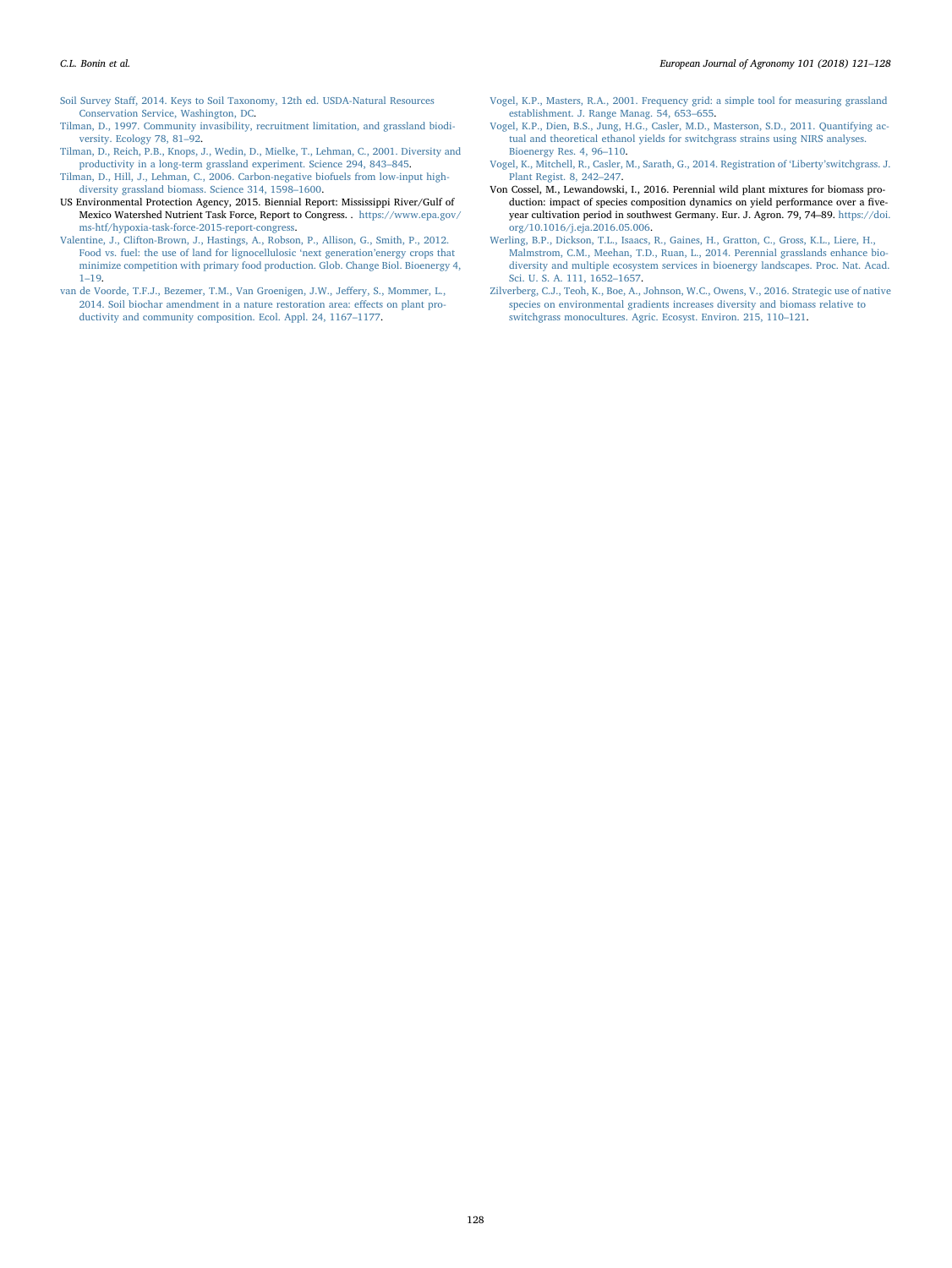Soil Survey Staff, 2014. Keys to Soil Taxonomy, 12th ed. USDA-Natural Resources Conservation Service, Washington, DC.

Tilman, D., 1997. Community invasibility, recruitment limitation, and grassland biodiversity. Ecology 78, 81–92.

Tilman, D., Reich, P.B., Knops, J., Wedin, D., Mielke, T., Lehman, C., 2001. Diversity and productivity in a long-term grassland experiment. Science 294, 843–845.

Tilman, D., Hill, J., Lehman, C., 2006. Carbon-negative biofuels from low-input high-diversity grassland biomass. Science 314, 1598–1600.

US Environmental Protection Agency, 2015. Biennial Report: Mississippi River/Gulf of Mexico Watershed Nutrient Task Force, Report to Congress. . https://www.epa.gov/ms-htf/hypoxia-task-force-2015-report-congress.

Valentine, J., Clifton-Brown, J., Hastings, A., Robson, P., Allison, G., Smith, P., 2012. Food vs. fuel: the use of land for lignocellulosic 'next generation'energy crops that minimize competition with primary food production. Glob. Change Biol. Bioenergy 4, 1–19.

van de Voorde, T.F.J., Bezemer, T.M., Van Groenigen, J.W., Jeffery, S., Mommer, L., 2014. Soil biochar amendment in a nature restoration area: effects on plant productivity and community composition. Ecol. Appl. 24, 1167–1177.

Vogel, K.P., Masters, R.A., 2001. Frequency grid: a simple tool for measuring grassland establishment. J. Range Manag. 54, 653–655.

Vogel, K.P., Dien, B.S., Jung, H.G., Casler, M.D., Masterson, S.D., 2011. Quantifying actual and theoretical ethanol yields for switchgrass strains using NIRS analyses. Bioenergy Res. 4, 96–110.

Vogel, K., Mitchell, R., Casler, M., Sarath, G., 2014. Registration of 'Liberty'switchgrass. J. Plant Regist. 8, 242–247.

Von Cossel, M., Lewandowski, I., 2016. Perennial wild plant mixtures for biomass production: impact of species composition dynamics on yield performance over a five-year cultivation period in southwest Germany. Eur. J. Agron. 79, 74–89. https://doi.org/10.1016/j.eja.2016.05.006.

Werling, B.P., Dickson, T.L., Isaacs, R., Gaines, H., Gratton, C., Gross, K.L., Liere, H., Malmstrom, C.M., Meehan, T.D., Ruan, L., 2014. Perennial grasslands enhance biodiversity and multiple ecosystem services in bioenergy landscapes. Proc. Nat. Acad. Sci. U. S. A. 111, 1652–1657.

Zilverberg, C.J., Teoh, K., Boe, A., Johnson, W.C., Owens, V., 2016. Strategic use of native species on environmental gradients increases diversity and biomass relative to switchgrass monocultures. Agric. Ecosyst. Environ. 215, 110–121.